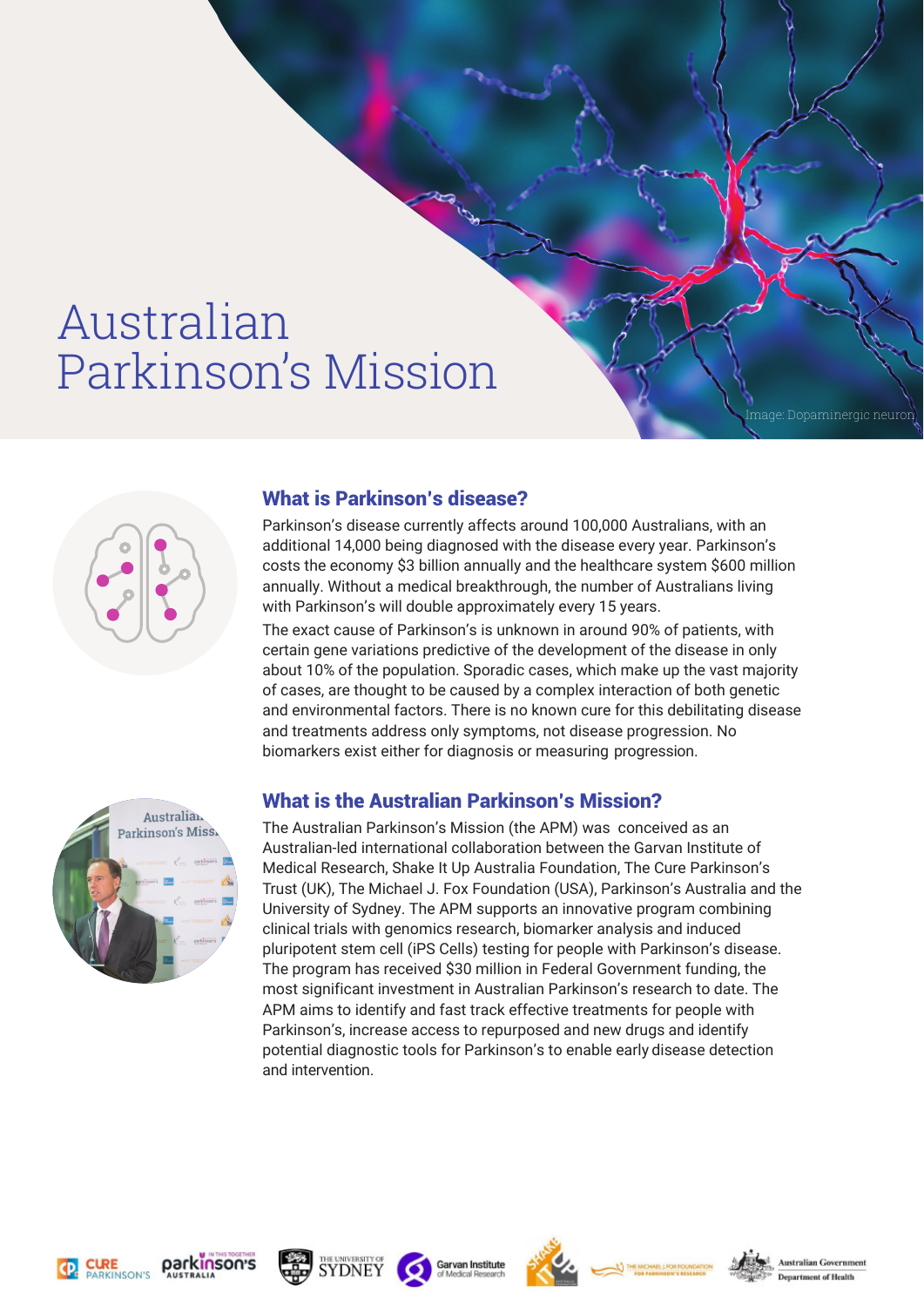# Australian Parkinson's Mission

Image: Dopaminergic neuron

## What is Parkinson's disease?

Parkinson's disease currently affects around 100,000 Australians, with an additional 14,000 being diagnosed with the disease every year. Parkinson's costs the economy $3 billion annually and the healthcare system $600 million annually. Without a medical breakthrough, the number of Australians living with Parkinson's will double approximately every 15 years.

The exact cause of Parkinson's is unknown in around 90% of patients, with certain gene variations predictive of the development of the disease in only about 10% of the population. Sporadic cases, which make up the vast majority of cases, are thought to be caused by a complex interaction of both genetic and environmental factors. There is no known cure for this debilitating disease and treatments address only symptoms, not disease progression. No biomarkers exist either for diagnosis or measuring progression.

## What is the Australian Parkinson's Mission?

The Australian Parkinson's Mission (the APM) was conceived as an Australian-led international collaboration between the Garvan Institute of Medical Research, Shake It Up Australia Foundation, The Cure Parkinson's Trust (UK), The Michael J. Fox Foundation (USA), Parkinson's Australia and the University of Sydney. The APM supports an innovative program combining clinical trials with genomics research, biomarker analysis and induced pluripotent stem cell (iPS Cells) testing for people with Parkinson's disease. The program has received $30 million in Federal Government funding, the most significant investment in Australian Parkinson's research to date. The APM aims to identify and fast track effective treatments for people with Parkinson's, increase access to repurposed and new drugs and identify potential diagnostic tools for Parkinson's to enable early disease detection and intervention.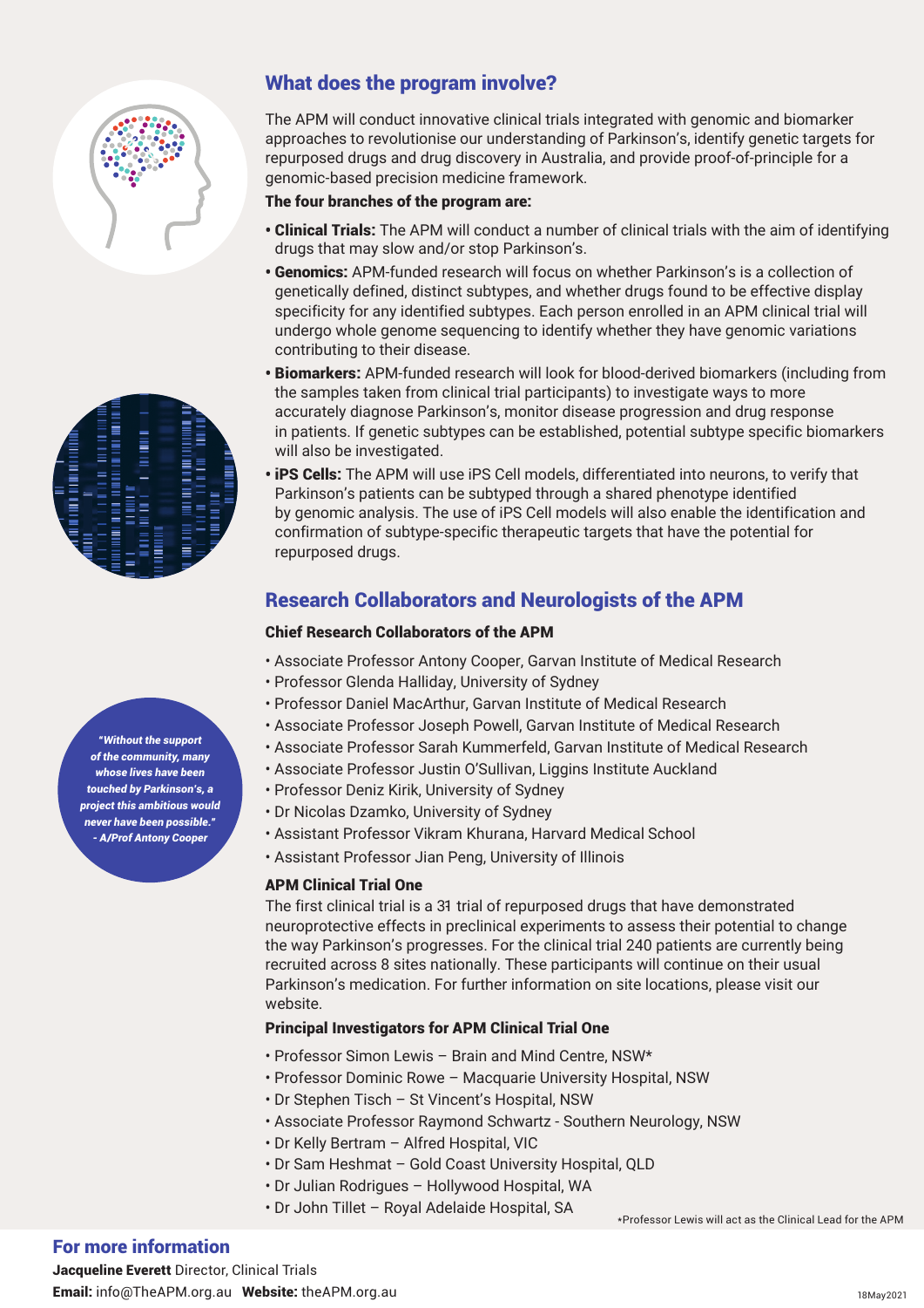## What does the program involve?

The APM will conduct innovative clinical trials integrated with genomic and biomarker approaches to revolutionise our understanding of Parkinson's, identify genetic targets for repurposed drugs and drug discovery in Australia, and provide proof-of-principle for a genomic-based precision medicine framework.

**The four branches of the program are:**

- **Clinical Trials:** The APM will conduct a number of clinical trials with the aim of identifying drugs that may slow and/or stop Parkinson's.
- **Genomics:** APM-funded research will focus on whether Parkinson's is a collection of genetically defined, distinct subtypes, and whether drugs found to be effective display specificity for any identified subtypes. Each person enrolled in an APM clinical trial will undergo whole genome sequencing to identify whether they have genomic variations contributing to their disease.
- **Biomarkers:** APM-funded research will look for blood-derived biomarkers (including from the samples taken from clinical trial participants) to investigate ways to more accurately diagnose Parkinson's, monitor disease progression and drug response in patients. If genetic subtypes can be established, potential subtype specific biomarkers will also be investigated.
- **iPS Cells:** The APM will use iPS Cell models, differentiated into neurons, to verify that Parkinson's patients can be subtyped through a shared phenotype identified by genomic analysis. The use of iPS Cell models will also enable the identification and confirmation of subtype-specific therapeutic targets that have the potential for repurposed drugs.

*"Without the support of the community, many whose lives have been touched by Parkinson's, a project this ambitious would never have been possible." - A/Prof Antony Cooper*

## Research Collaborators and Neurologists of the APM

### Chief Research Collaborators of the APM

- Associate Professor Antony Cooper, Garvan Institute of Medical Research
- Professor Glenda Halliday, University of Sydney
- Professor Daniel MacArthur, Garvan Institute of Medical Research
- Associate Professor Joseph Powell, Garvan Institute of Medical Research
- Associate Professor Sarah Kummerfeld, Garvan Institute of Medical Research
- Associate Professor Justin O'Sullivan, Liggins Institute Auckland
- Professor Deniz Kirik, University of Sydney
- Dr Nicolas Dzamko, University of Sydney
- Assistant Professor Vikram Khurana, Harvard Medical School
- Assistant Professor Jian Peng, University of Illinois

### APM Clinical Trial One

The first clinical trial is a 31 trial of repurposed drugs that have demonstrated neuroprotective effects in preclinical experiments to assess their potential to change the way Parkinson's progresses. For the clinical trial 240 patients are currently being recruited across 8 sites nationally. These participants will continue on their usual Parkinson's medication. For further information on site locations, please visit our website.

### Principal Investigators for APM Clinical Trial One

- Professor Simon Lewis – Brain and Mind Centre, NSW*
- Professor Dominic Rowe – Macquarie University Hospital, NSW
- Dr Stephen Tisch – St Vincent's Hospital, NSW
- Associate Professor Raymond Schwartz - Southern Neurology, NSW
- Dr Kelly Bertram – Alfred Hospital, VIC
- Dr Sam Heshmat – Gold Coast University Hospital, QLD
- Dr Julian Rodrigues – Hollywood Hospital, WA
- Dr John Tillet – Royal Adelaide Hospital, SA

*Professor Lewis will act as the Clinical Lead for the APM

## For more information

**Jacqueline Everett** Director, Clinical Trials

**Email:** info@TheAPM.org.au **Website:** theAPM.org.au

18May2021